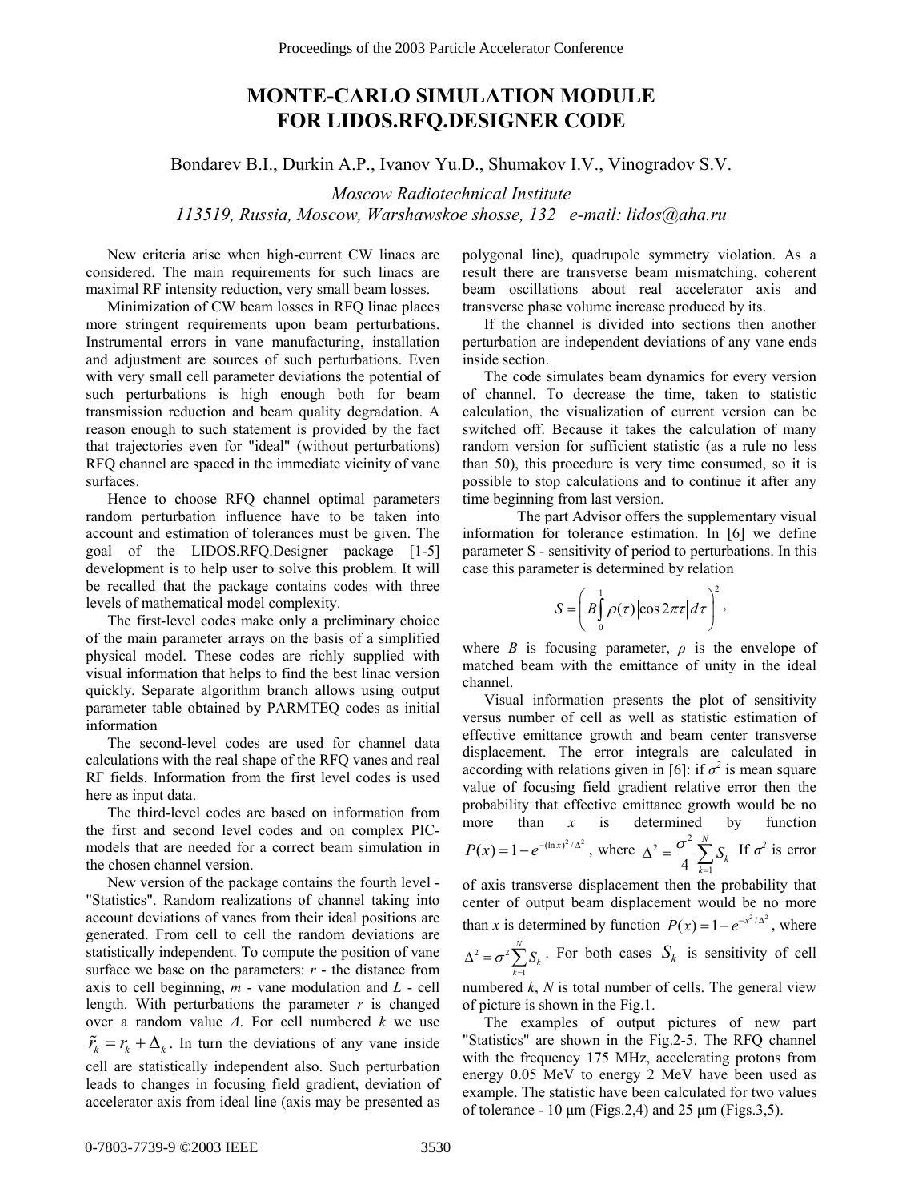# MONTE-CARLO SIMULATION MODULE FOR LIDOS.RFQ.DESIGNER CODE

Bondarev B.I., Durkin A.P., Ivanov Yu.D., Shumakov I.V., Vinogradov S.V.

*Moscow Radiotechnical Institute*
*113519, Russia, Moscow, Warshawskoe shosse, 132 e-mail: lidos@aha.ru*

New criteria arise when high-current CW linacs are considered. The main requirements for such linacs are maximal RF intensity reduction, very small beam losses.

Minimization of CW beam losses in RFQ linac places more stringent requirements upon beam perturbations. Instrumental errors in vane manufacturing, installation and adjustment are sources of such perturbations. Even with very small cell parameter deviations the potential of such perturbations is high enough both for beam transmission reduction and beam quality degradation. A reason enough to such statement is provided by the fact that trajectories even for "ideal" (without perturbations) RFQ channel are spaced in the immediate vicinity of vane surfaces.

Hence to choose RFQ channel optimal parameters random perturbation influence have to be taken into account and estimation of tolerances must be given. The goal of the LIDOS.RFQ.Designer package [1-5] development is to help user to solve this problem. It will be recalled that the package contains codes with three levels of mathematical model complexity.

The first-level codes make only a preliminary choice of the main parameter arrays on the basis of a simplified physical model. These codes are richly supplied with visual information that helps to find the best linac version quickly. Separate algorithm branch allows using output parameter table obtained by PARMTEQ codes as initial information

The second-level codes are used for channel data calculations with the real shape of the RFQ vanes and real RF fields. Information from the first level codes is used here as input data.

The third-level codes are based on information from the first and second level codes and on complex PIC-models that are needed for a correct beam simulation in the chosen channel version.

New version of the package contains the fourth level - "Statistics". Random realizations of channel taking into account deviations of vanes from their ideal positions are generated. From cell to cell the random deviations are statistically independent. To compute the position of vane surface we base on the parameters: *r* - the distance from axis to cell beginning, *m* - vane modulation and *L* - cell length. With perturbations the parameter *r* is changed over a random value *Δ*. For cell numbered *k* we use $\tilde{r}_k = r_k + \Delta_k$. In turn the deviations of any vane inside cell are statistically independent also. Such perturbation leads to changes in focusing field gradient, deviation of accelerator axis from ideal line (axis may be presented as polygonal line), quadrupole symmetry violation. As a result there are transverse beam mismatching, coherent beam oscillations about real accelerator axis and transverse phase volume increase produced by its.

If the channel is divided into sections then another perturbation are independent deviations of any vane ends inside section.

The code simulates beam dynamics for every version of channel. To decrease the time, taken to statistic calculation, the visualization of current version can be switched off. Because it takes the calculation of many random version for sufficient statistic (as a rule no less than 50), this procedure is very time consumed, so it is possible to stop calculations and to continue it after any time beginning from last version.

The part Advisor offers the supplementary visual information for tolerance estimation. In [6] we define parameter S - sensitivity of period to perturbations. In this case this parameter is determined by relation

$$S = \left( B \int_0^1 \rho(\tau) \left| \cos 2\pi\tau \right| d\tau \right)^2,$$

where *B* is focusing parameter, *ρ* is the envelope of matched beam with the emittance of unity in the ideal channel.

Visual information presents the plot of sensitivity versus number of cell as well as statistic estimation of effective emittance growth and beam center transverse displacement. The error integrals are calculated in according with relations given in [6]: if $\sigma^2$ is mean square value of focusing field gradient relative error then the probability that effective emittance growth would be no more than *x* is determined by function $P(x) = 1 - e^{-(\ln x)^2/\Delta^2}$, where $\Delta^2 = \frac{\sigma^2}{4} \sum_{k=1}^{N} S_k$ If $\sigma^2$ is error of axis transverse displacement then the probability that center of output beam displacement would be no more than *x* is determined by function $P(x) = 1 - e^{-x^2/\Delta^2}$, where $\Delta^2 = \sigma^2 \sum_{k=1}^{N} S_k$. For both cases $S_k$ is sensitivity of cell numbered *k*, *N* is total number of cells. The general view of picture is shown in the Fig.1.

The examples of output pictures of new part "Statistics" are shown in the Fig.2-5. The RFQ channel with the frequency 175 MHz, accelerating protons from energy 0.05 MeV to energy 2 MeV have been used as example. The statistic have been calculated for two values of tolerance - 10 μm (Figs.2,4) and 25 μm (Figs.3,5).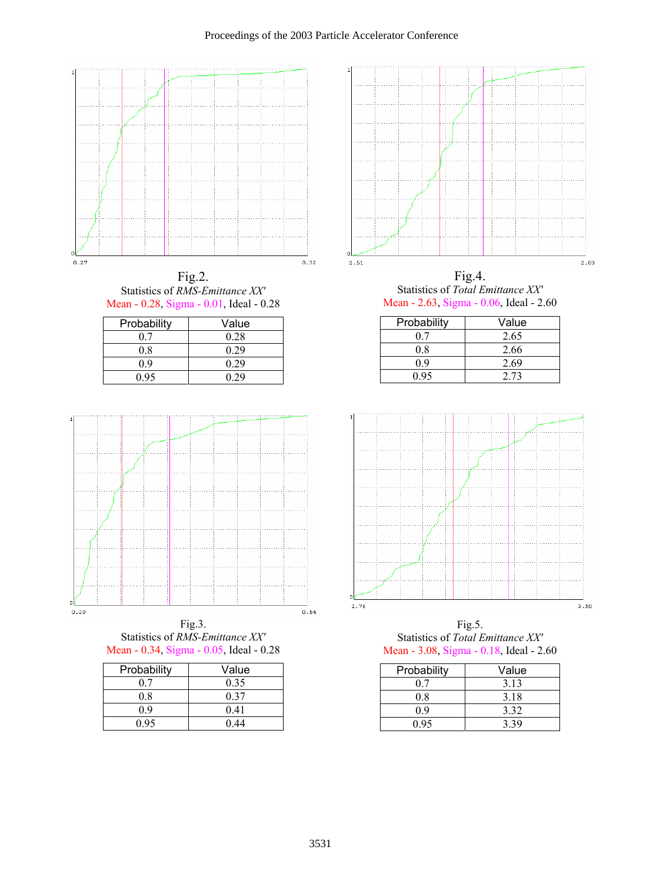Fig.2.
Statistics of *RMS-Emittance XX′*
Mean - 0.28, Sigma - 0.01, Ideal - 0.28

| Probability | Value |
|---|---|
| 0.7 | 0.28 |
| 0.8 | 0.29 |
| 0.9 | 0.29 |
| 0.95 | 0.29 |

Fig.4.
Statistics of *Total Emittance XX′*
Mean - 2.63, Sigma - 0.06, Ideal - 2.60

| Probability | Value |
|---|---|
| 0.7 | 2.65 |
| 0.8 | 2.66 |
| 0.9 | 2.69 |
| 0.95 | 2.73 |

Fig.3.
Statistics of *RMS-Emittance XX′*
Mean - 0.34, Sigma - 0.05, Ideal - 0.28

| Probability | Value |
|---|---|
| 0.7 | 0.35 |
| 0.8 | 0.37 |
| 0.9 | 0.41 |
| 0.95 | 0.44 |

Fig.5.
Statistics of *Total Emittance XX′*
Mean - 3.08, Sigma - 0.18, Ideal - 2.60

| Probability | Value |
|---|---|
| 0.7 | 3.13 |
| 0.8 | 3.18 |
| 0.9 | 3.32 |
| 0.95 | 3.39 |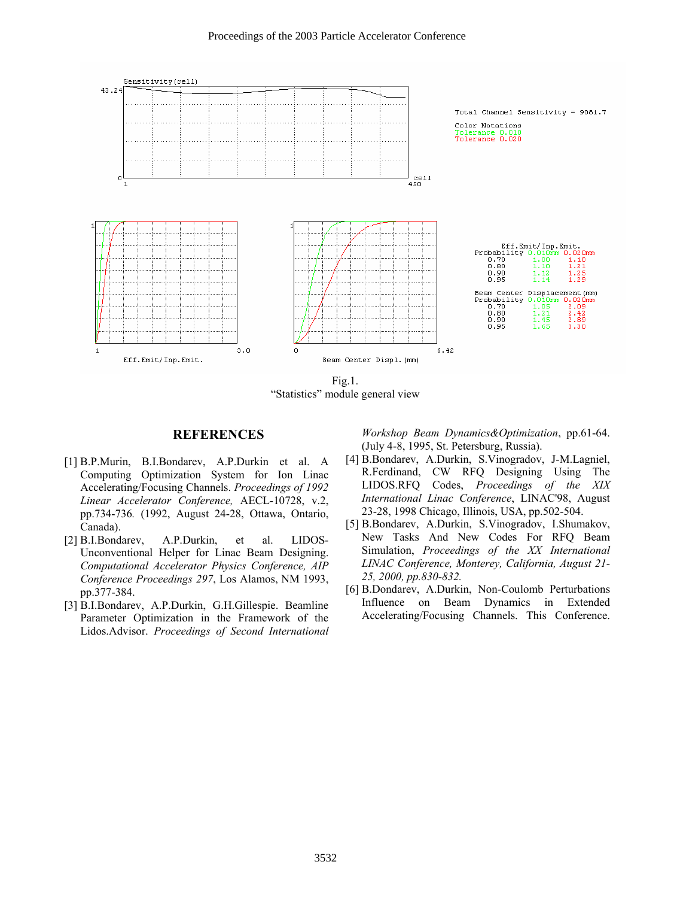Sensitivity(cell)

43.24

0

1

cell

450

Total Channel Sensitivity = 9081.7

Color Notations

Tolerance 0.010

Tolerance 0.020

1

1

3.0

Eff.Emit/Inp.Emit.

1

0

6.42

Beam Center Displ.(mm)

Eff.Emit/Inp.Emit.

Probability 0.010mm 0.020mm

0.70 1.08 1.18

0.80 1.10 1.21

0.90 1.12 1.25

0.95 1.14 1.29

Beam Center Displacement(mm)

Probability 0.010mm 0.020mm

0.70 1.05 2.09

0.80 1.21 2.42

0.90 1.45 2.89

0.95 1.65 3.30

Fig.1.
"Statistics" module general view

## REFERENCES

[1] B.P.Murin, B.I.Bondarev, A.P.Durkin et al. A Computing Optimization System for Ion Linac Accelerating/Focusing Channels. *Proceedings of 1992 Linear Accelerator Conference,* AECL-10728, v.2, pp.734-736. (1992, August 24-28, Ottawa, Ontario, Canada).

[2] B.I.Bondarev, A.P.Durkin, et al. LIDOS-Unconventional Helper for Linac Beam Designing. *Computational Accelerator Physics Conference, AIP Conference Proceedings 297*, Los Alamos, NM 1993, pp.377-384.

[3] B.I.Bondarev, A.P.Durkin, G.H.Gillespie. Beamline Parameter Optimization in the Framework of the Lidos.Advisor. *Proceedings of Second International Workshop Beam Dynamics&Optimization*, pp.61-64. (July 4-8, 1995, St. Petersburg, Russia).

[4] B.Bondarev, A.Durkin, S.Vinogradov, J-M.Lagniel, R.Ferdinand, CW RFQ Designing Using The LIDOS.RFQ Codes, *Proceedings of the XIX International Linac Conference*, LINAC'98, August 23-28, 1998 Chicago, Illinois, USA, pp.502-504.

[5] B.Bondarev, A.Durkin, S.Vinogradov, I.Shumakov, New Tasks And New Codes For RFQ Beam Simulation, *Proceedings of the XX International LINAC Conference, Monterey, California, August 21-25, 2000, pp.830-832.*

[6] B.Dondarev, A.Durkin, Non-Coulomb Perturbations Influence on Beam Dynamics in Extended Accelerating/Focusing Channels. This Conference.